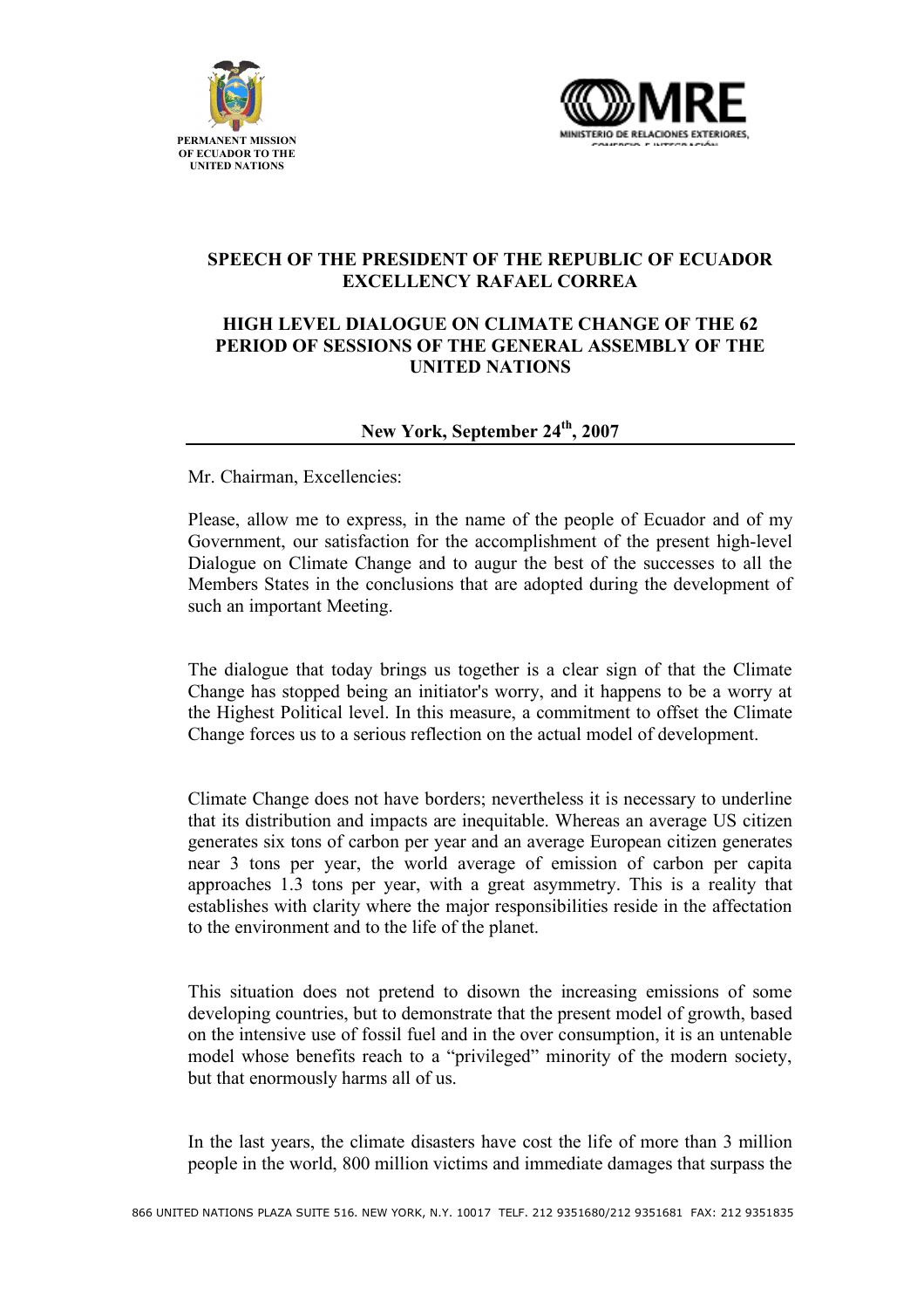PERMANENT MISSION OF ECUADOR TO THE UNITED NATIONS

MRE — MINISTERIO DE RELACIONES EXTERIORES, COMERCIO E INTEGRACIÓN

## SPEECH OF THE PRESIDENT OF THE REPUBLIC OF ECUADOR EXCELLENCY RAFAEL CORREA

## HIGH LEVEL DIALOGUE ON CLIMATE CHANGE OF THE 62 PERIOD OF SESSIONS OF THE GENERAL ASSEMBLY OF THE UNITED NATIONS

**New York, September 24th, 2007**

---

Mr. Chairman, Excellencies:

Please, allow me to express, in the name of the people of Ecuador and of my Government, our satisfaction for the accomplishment of the present high-level Dialogue on Climate Change and to augur the best of the successes to all the Members States in the conclusions that are adopted during the development of such an important Meeting.

The dialogue that today brings us together is a clear sign of that the Climate Change has stopped being an initiator's worry, and it happens to be a worry at the Highest Political level. In this measure, a commitment to offset the Climate Change forces us to a serious reflection on the actual model of development.

Climate Change does not have borders; nevertheless it is necessary to underline that its distribution and impacts are inequitable. Whereas an average US citizen generates six tons of carbon per year and an average European citizen generates near 3 tons per year, the world average of emission of carbon per capita approaches 1.3 tons per year, with a great asymmetry. This is a reality that establishes with clarity where the major responsibilities reside in the affectation to the environment and to the life of the planet.

This situation does not pretend to disown the increasing emissions of some developing countries, but to demonstrate that the present model of growth, based on the intensive use of fossil fuel and in the over consumption, it is an untenable model whose benefits reach to a "privileged" minority of the modern society, but that enormously harms all of us.

In the last years, the climate disasters have cost the life of more than 3 million people in the world, 800 million victims and immediate damages that surpass the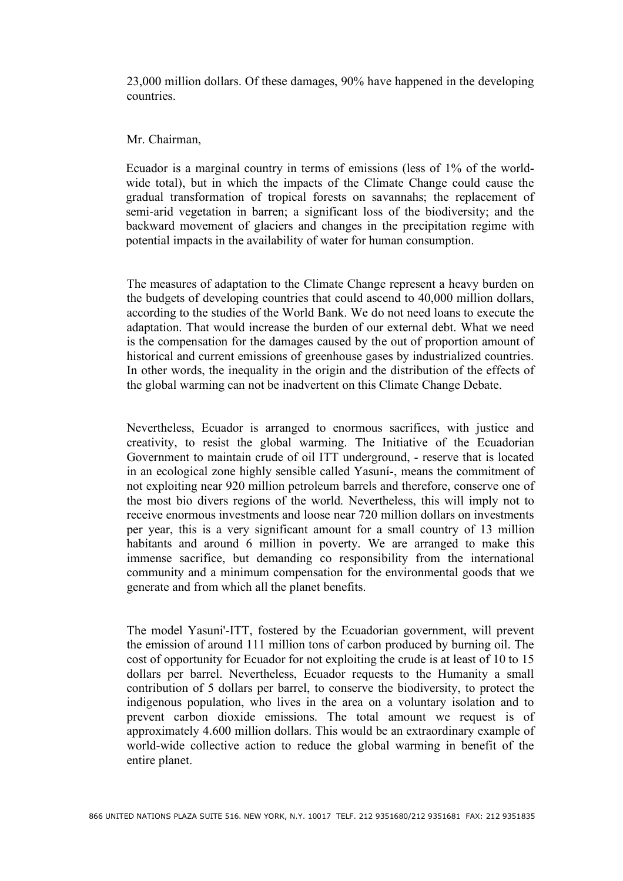23,000 million dollars. Of these damages, 90% have happened in the developing countries.

Mr. Chairman,

Ecuador is a marginal country in terms of emissions (less of 1% of the world-wide total), but in which the impacts of the Climate Change could cause the gradual transformation of tropical forests on savannahs; the replacement of semi-arid vegetation in barren; a significant loss of the biodiversity; and the backward movement of glaciers and changes in the precipitation regime with potential impacts in the availability of water for human consumption.

The measures of adaptation to the Climate Change represent a heavy burden on the budgets of developing countries that could ascend to 40,000 million dollars, according to the studies of the World Bank. We do not need loans to execute the adaptation. That would increase the burden of our external debt. What we need is the compensation for the damages caused by the out of proportion amount of historical and current emissions of greenhouse gases by industrialized countries. In other words, the inequality in the origin and the distribution of the effects of the global warming can not be inadvertent on this Climate Change Debate.

Nevertheless, Ecuador is arranged to enormous sacrifices, with justice and creativity, to resist the global warming. The Initiative of the Ecuadorian Government to maintain crude of oil ITT underground, - reserve that is located in an ecological zone highly sensible called Yasuní-, means the commitment of not exploiting near 920 million petroleum barrels and therefore, conserve one of the most bio divers regions of the world. Nevertheless, this will imply not to receive enormous investments and loose near 720 million dollars on investments per year, this is a very significant amount for a small country of 13 million habitants and around 6 million in poverty. We are arranged to make this immense sacrifice, but demanding co responsibility from the international community and a minimum compensation for the environmental goods that we generate and from which all the planet benefits.

The model Yasuni'-ITT, fostered by the Ecuadorian government, will prevent the emission of around 111 million tons of carbon produced by burning oil. The cost of opportunity for Ecuador for not exploiting the crude is at least of 10 to 15 dollars per barrel. Nevertheless, Ecuador requests to the Humanity a small contribution of 5 dollars per barrel, to conserve the biodiversity, to protect the indigenous population, who lives in the area on a voluntary isolation and to prevent carbon dioxide emissions. The total amount we request is of approximately 4.600 million dollars. This would be an extraordinary example of world-wide collective action to reduce the global warming in benefit of the entire planet.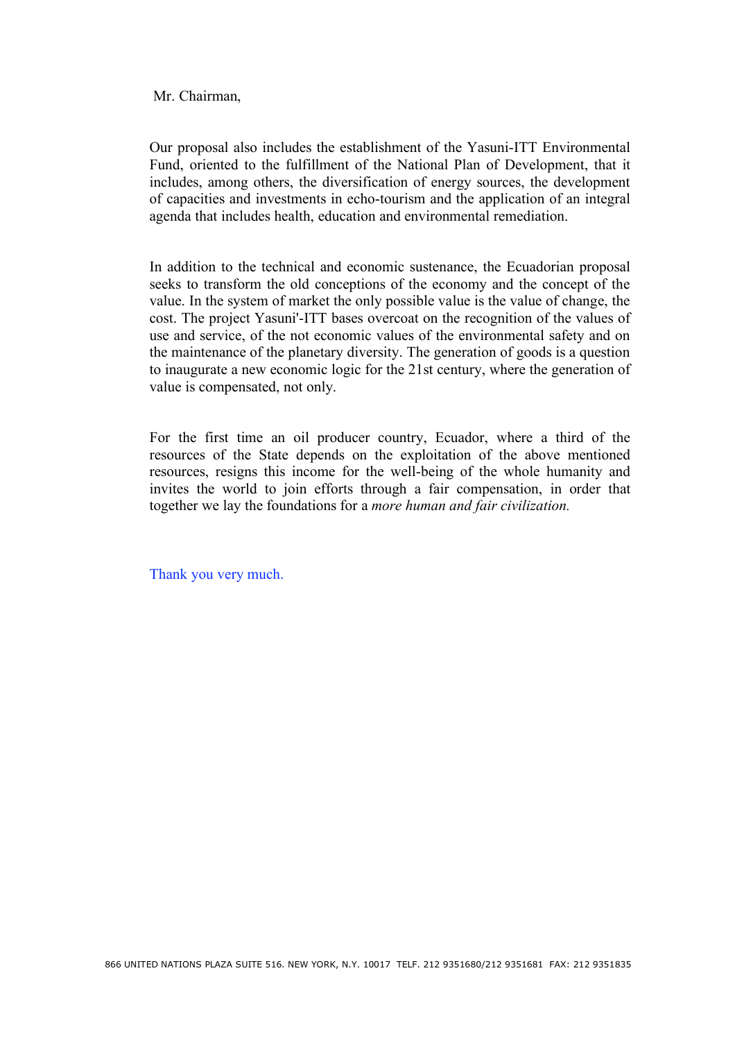Mr. Chairman,

Our proposal also includes the establishment of the Yasuni-ITT Environmental Fund, oriented to the fulfillment of the National Plan of Development, that it includes, among others, the diversification of energy sources, the development of capacities and investments in echo-tourism and the application of an integral agenda that includes health, education and environmental remediation.

In addition to the technical and economic sustenance, the Ecuadorian proposal seeks to transform the old conceptions of the economy and the concept of the value. In the system of market the only possible value is the value of change, the cost. The project Yasuni'-ITT bases overcoat on the recognition of the values of use and service, of the not economic values of the environmental safety and on the maintenance of the planetary diversity. The generation of goods is a question to inaugurate a new economic logic for the 21st century, where the generation of value is compensated, not only.

For the first time an oil producer country, Ecuador, where a third of the resources of the State depends on the exploitation of the above mentioned resources, resigns this income for the well-being of the whole humanity and invites the world to join efforts through a fair compensation, in order that together we lay the foundations for a *more human and fair civilization.*

Thank you very much.